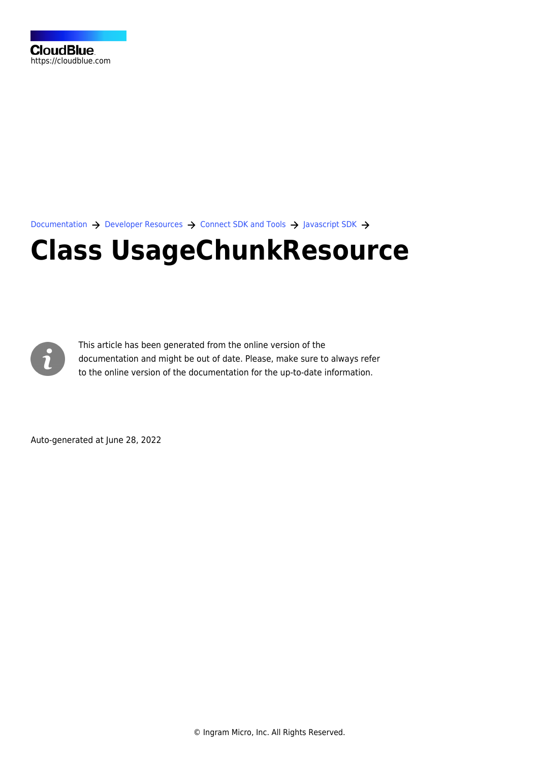CloudBlue
https://cloudblue.com

Documentation → Developer Resources → Connect SDK and Tools → Javascript SDK →

# Class UsageChunkResource

This article has been generated from the online version of the documentation and might be out of date. Please, make sure to always refer to the online version of the documentation for the up-to-date information.

Auto-generated at June 28, 2022

© Ingram Micro, Inc. All Rights Reserved.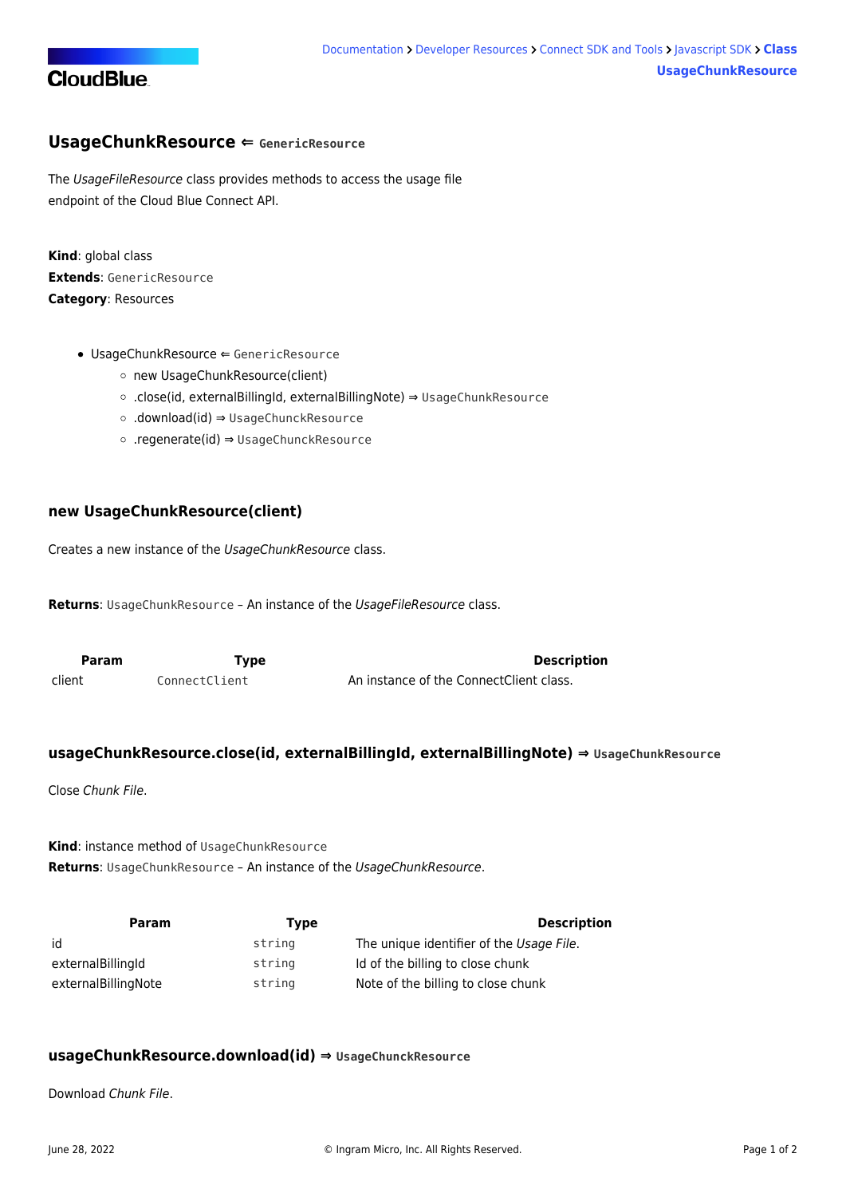## UsageChunkResource ⇐ `GenericResource`

The *UsageFileResource* class provides methods to access the usage file endpoint of the Cloud Blue Connect API.

**Kind**: global class
**Extends**: `GenericResource`
**Category**: Resources

- UsageChunkResource ⇐ `GenericResource`
  - new UsageChunkResource(client)
  - .close(id, externalBillingId, externalBillingNote) ⇒ `UsageChunkResource`
  - .download(id) ⇒ `UsageChunckResource`
  - .regenerate(id) ⇒ `UsageChunckResource`

### new UsageChunkResource(client)

Creates a new instance of the *UsageChunkResource* class.

**Returns**: `UsageChunkResource` – An instance of the *UsageFileResource* class.

| Param | Type | Description |
|---|---|---|
| client | `ConnectClient` | An instance of the ConnectClient class. |

### usageChunkResource.close(id, externalBillingId, externalBillingNote) ⇒ `UsageChunkResource`

Close *Chunk File*.

**Kind**: instance method of `UsageChunkResource`
**Returns**: `UsageChunkResource` – An instance of the *UsageChunkResource*.

| Param | Type | Description |
|---|---|---|
| id | `string` | The unique identifier of the *Usage File*. |
| externalBillingId | `string` | Id of the billing to close chunk |
| externalBillingNote | `string` | Note of the billing to close chunk |

### usageChunkResource.download(id) ⇒ `UsageChunckResource`

Download *Chunk File*.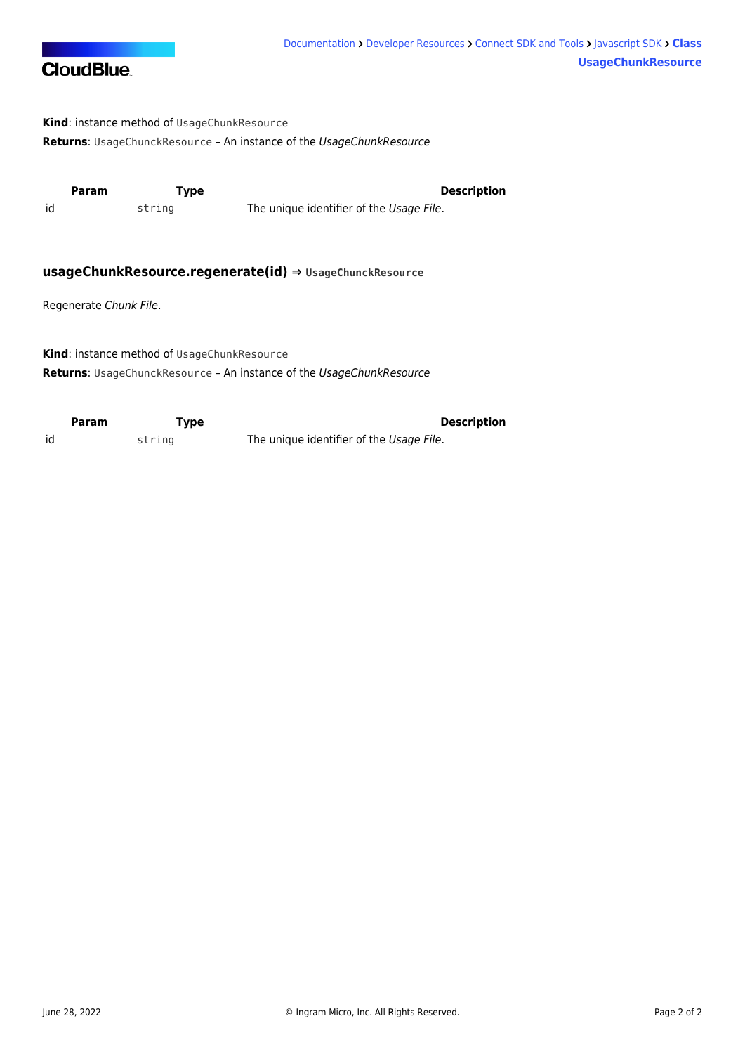**Kind**: instance method of `UsageChunkResource`
**Returns**: `UsageChunckResource` – An instance of the *UsageChunkResource*

| Param | Type | Description |
| --- | --- | --- |
| id | `string` | The unique identifier of the *Usage File*. |

### usageChunkResource.regenerate(id) ⇒ `UsageChunckResource`

Regenerate *Chunk File*.

**Kind**: instance method of `UsageChunkResource`
**Returns**: `UsageChunckResource` – An instance of the *UsageChunkResource*

| Param | Type | Description |
| --- | --- | --- |
| id | `string` | The unique identifier of the *Usage File*. |